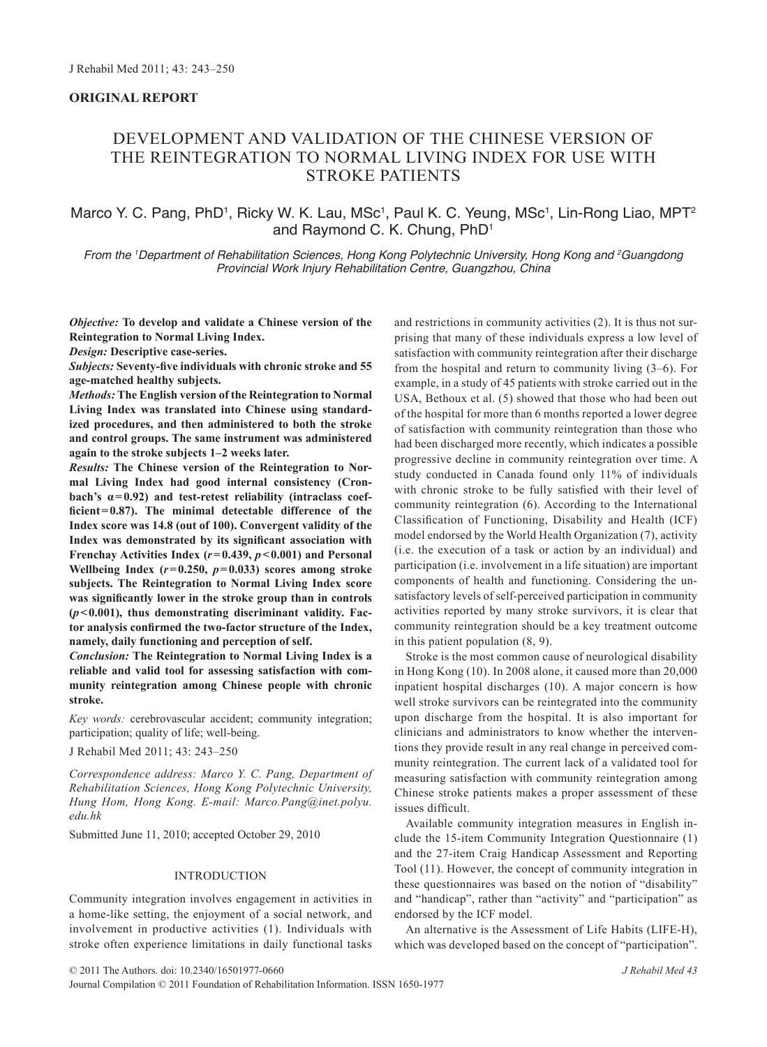**ORIGINAL REPORT**

# DEVELOPMENT AND VALIDATION OF THE CHINESE VERSION OF THE REINTEGRATION TO NORMAL LIVING INDEX FOR USE WITH STROKE PATIENTS

Marco Y. C. Pang, PhD[1], Ricky W. K. Lau, MSc[1], Paul K. C. Yeung, MSc[1], Lin-Rong Liao, MPT[2] and Raymond C. K. Chung, PhD[1]

*From the [1]Department of Rehabilitation Sciences, Hong Kong Polytechnic University, Hong Kong and [2]Guangdong Provincial Work Injury Rehabilitation Centre, Guangzhou, China*

***Objective:*** **To develop and validate a Chinese version of the Reintegration to Normal Living Index.**

***Design:*** **Descriptive case-series.**

***Subjects:*** **Seventy-five individuals with chronic stroke and 55 age-matched healthy subjects.**

***Methods:*** **The English version of the Reintegration to Normal Living Index was translated into Chinese using standardized procedures, and then administered to both the stroke and control groups. The same instrument was administered again to the stroke subjects 1–2 weeks later.**

***Results:*** **The Chinese version of the Reintegration to Normal Living Index had good internal consistency (Cronbach's $\alpha = 0.92$) and test-retest reliability (intraclass coefficient = 0.87). The minimal detectable difference of the Index score was 14.8 (out of 100). Convergent validity of the Index was demonstrated by its significant association with Frenchay Activities Index ($r = 0.439$, $p < 0.001$) and Personal Wellbeing Index ($r = 0.250$, $p = 0.033$) scores among stroke subjects. The Reintegration to Normal Living Index score was significantly lower in the stroke group than in controls ($p < 0.001$), thus demonstrating discriminant validity. Factor analysis confirmed the two-factor structure of the Index, namely, daily functioning and perception of self.**

***Conclusion:*** **The Reintegration to Normal Living Index is a reliable and valid tool for assessing satisfaction with community reintegration among Chinese people with chronic stroke.**

*Key words:* cerebrovascular accident; community integration; participation; quality of life; well-being.

J Rehabil Med 2011; 43: 243–250

*Correspondence address: Marco Y. C. Pang, Department of Rehabilitation Sciences, Hong Kong Polytechnic University, Hung Hom, Hong Kong. E-mail: Marco.Pang@inet.polyu.edu.hk*

Submitted June 11, 2010; accepted October 29, 2010

## INTRODUCTION

Community integration involves engagement in activities in a home-like setting, the enjoyment of a social network, and involvement in productive activities (1). Individuals with stroke often experience limitations in daily functional tasks and restrictions in community activities (2). It is thus not surprising that many of these individuals express a low level of satisfaction with community reintegration after their discharge from the hospital and return to community living (3–6). For example, in a study of 45 patients with stroke carried out in the USA, Bethoux et al. (5) showed that those who had been out of the hospital for more than 6 months reported a lower degree of satisfaction with community reintegration than those who had been discharged more recently, which indicates a possible progressive decline in community reintegration over time. A study conducted in Canada found only 11% of individuals with chronic stroke to be fully satisfied with their level of community reintegration (6). According to the International Classification of Functioning, Disability and Health (ICF) model endorsed by the World Health Organization (7), activity (i.e. the execution of a task or action by an individual) and participation (i.e. involvement in a life situation) are important components of health and functioning. Considering the unsatisfactory levels of self-perceived participation in community activities reported by many stroke survivors, it is clear that community reintegration should be a key treatment outcome in this patient population (8, 9).

Stroke is the most common cause of neurological disability in Hong Kong (10). In 2008 alone, it caused more than 20,000 inpatient hospital discharges (10). A major concern is how well stroke survivors can be reintegrated into the community upon discharge from the hospital. It is also important for clinicians and administrators to know whether the interventions they provide result in any real change in perceived community reintegration. The current lack of a validated tool for measuring satisfaction with community reintegration among Chinese stroke patients makes a proper assessment of these issues difficult.

Available community integration measures in English include the 15-item Community Integration Questionnaire (1) and the 27-item Craig Handicap Assessment and Reporting Tool (11). However, the concept of community integration in these questionnaires was based on the notion of "disability" and "handicap", rather than "activity" and "participation" as endorsed by the ICF model.

An alternative is the Assessment of Life Habits (LIFE-H), which was developed based on the concept of "participation".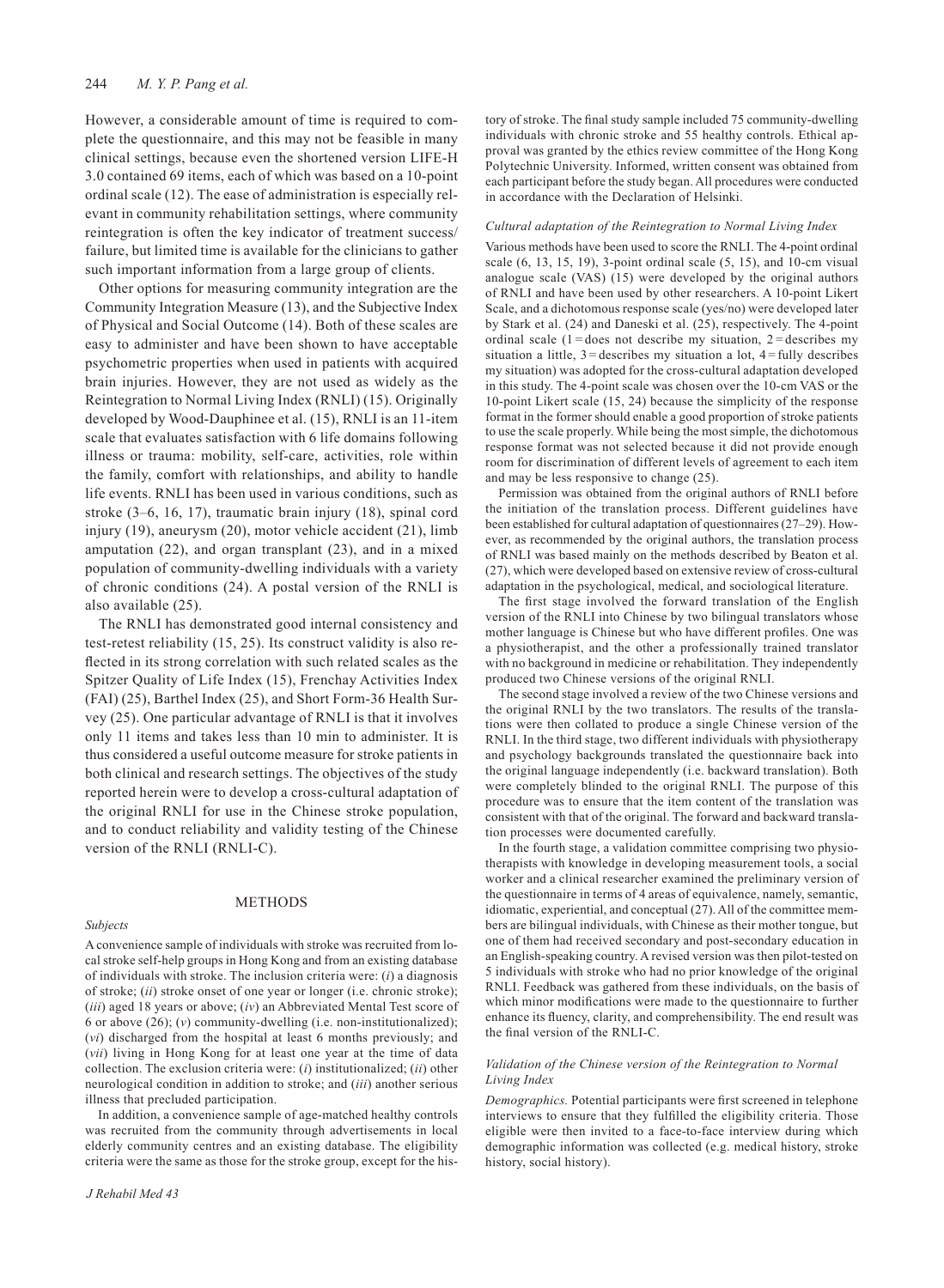However, a considerable amount of time is required to complete the questionnaire, and this may not be feasible in many clinical settings, because even the shortened version LIFE-H 3.0 contained 69 items, each of which was based on a 10-point ordinal scale (12). The ease of administration is especially relevant in community rehabilitation settings, where community reintegration is often the key indicator of treatment success/failure, but limited time is available for the clinicians to gather such important information from a large group of clients.

Other options for measuring community integration are the Community Integration Measure (13), and the Subjective Index of Physical and Social Outcome (14). Both of these scales are easy to administer and have been shown to have acceptable psychometric properties when used in patients with acquired brain injuries. However, they are not used as widely as the Reintegration to Normal Living Index (RNLI) (15). Originally developed by Wood-Dauphinee et al. (15), RNLI is an 11-item scale that evaluates satisfaction with 6 life domains following illness or trauma: mobility, self-care, activities, role within the family, comfort with relationships, and ability to handle life events. RNLI has been used in various conditions, such as stroke (3–6, 16, 17), traumatic brain injury (18), spinal cord injury (19), aneurysm (20), motor vehicle accident (21), limb amputation (22), and organ transplant (23), and in a mixed population of community-dwelling individuals with a variety of chronic conditions (24). A postal version of the RNLI is also available (25).

The RNLI has demonstrated good internal consistency and test-retest reliability (15, 25). Its construct validity is also reflected in its strong correlation with such related scales as the Spitzer Quality of Life Index (15), Frenchay Activities Index (FAI) (25), Barthel Index (25), and Short Form-36 Health Survey (25). One particular advantage of RNLI is that it involves only 11 items and takes less than 10 min to administer. It is thus considered a useful outcome measure for stroke patients in both clinical and research settings. The objectives of the study reported herein were to develop a cross-cultural adaptation of the original RNLI for use in the Chinese stroke population, and to conduct reliability and validity testing of the Chinese version of the RNLI (RNLI-C).

## METHODS

### *Subjects*

A convenience sample of individuals with stroke was recruited from local stroke self-help groups in Hong Kong and from an existing database of individuals with stroke. The inclusion criteria were: (*i*) a diagnosis of stroke; (*ii*) stroke onset of one year or longer (i.e. chronic stroke); (*iii*) aged 18 years or above; (*iv*) an Abbreviated Mental Test score of 6 or above (26); (*v*) community-dwelling (i.e. non-institutionalized); (*vi*) discharged from the hospital at least 6 months previously; and (*vii*) living in Hong Kong for at least one year at the time of data collection. The exclusion criteria were: (*i*) institutionalized; (*ii*) other neurological condition in addition to stroke; and (*iii*) another serious illness that precluded participation.

In addition, a convenience sample of age-matched healthy controls was recruited from the community through advertisements in local elderly community centres and an existing database. The eligibility criteria were the same as those for the stroke group, except for the history of stroke. The final study sample included 75 community-dwelling individuals with chronic stroke and 55 healthy controls. Ethical approval was granted by the ethics review committee of the Hong Kong Polytechnic University. Informed, written consent was obtained from each participant before the study began. All procedures were conducted in accordance with the Declaration of Helsinki.

### *Cultural adaptation of the Reintegration to Normal Living Index*

Various methods have been used to score the RNLI. The 4-point ordinal scale (6, 13, 15, 19), 3-point ordinal scale (5, 15), and 10-cm visual analogue scale (VAS) (15) were developed by the original authors of RNLI and have been used by other researchers. A 10-point Likert Scale, and a dichotomous response scale (yes/no) were developed later by Stark et al. (24) and Daneski et al. (25), respectively. The 4-point ordinal scale (1 = does not describe my situation, 2 = describes my situation a little, 3 = describes my situation a lot, 4 = fully describes my situation) was adopted for the cross-cultural adaptation developed in this study. The 4-point scale was chosen over the 10-cm VAS or the 10-point Likert scale (15, 24) because the simplicity of the response format in the former should enable a good proportion of stroke patients to use the scale properly. While being the most simple, the dichotomous response format was not selected because it did not provide enough room for discrimination of different levels of agreement to each item and may be less responsive to change (25).

Permission was obtained from the original authors of RNLI before the initiation of the translation process. Different guidelines have been established for cultural adaptation of questionnaires (27–29). However, as recommended by the original authors, the translation process of RNLI was based mainly on the methods described by Beaton et al. (27), which were developed based on extensive review of cross-cultural adaptation in the psychological, medical, and sociological literature.

The first stage involved the forward translation of the English version of the RNLI into Chinese by two bilingual translators whose mother language is Chinese but who have different profiles. One was a physiotherapist, and the other a professionally trained translator with no background in medicine or rehabilitation. They independently produced two Chinese versions of the original RNLI.

The second stage involved a review of the two Chinese versions and the original RNLI by the two translators. The results of the translations were then collated to produce a single Chinese version of the RNLI. In the third stage, two different individuals with physiotherapy and psychology backgrounds translated the questionnaire back into the original language independently (i.e. backward translation). Both were completely blinded to the original RNLI. The purpose of this procedure was to ensure that the item content of the translation was consistent with that of the original. The forward and backward translation processes were documented carefully.

In the fourth stage, a validation committee comprising two physiotherapists with knowledge in developing measurement tools, a social worker and a clinical researcher examined the preliminary version of the questionnaire in terms of 4 areas of equivalence, namely, semantic, idiomatic, experiential, and conceptual (27). All of the committee members are bilingual individuals, with Chinese as their mother tongue, but one of them had received secondary and post-secondary education in an English-speaking country. A revised version was then pilot-tested on 5 individuals with stroke who had no prior knowledge of the original RNLI. Feedback was gathered from these individuals, on the basis of which minor modifications were made to the questionnaire to further enhance its fluency, clarity, and comprehensibility. The end result was the final version of the RNLI-C.

### *Validation of the Chinese version of the Reintegration to Normal Living Index*

*Demographics.* Potential participants were first screened in telephone interviews to ensure that they fulfilled the eligibility criteria. Those eligible were then invited to a face-to-face interview during which demographic information was collected (e.g. medical history, stroke history, social history).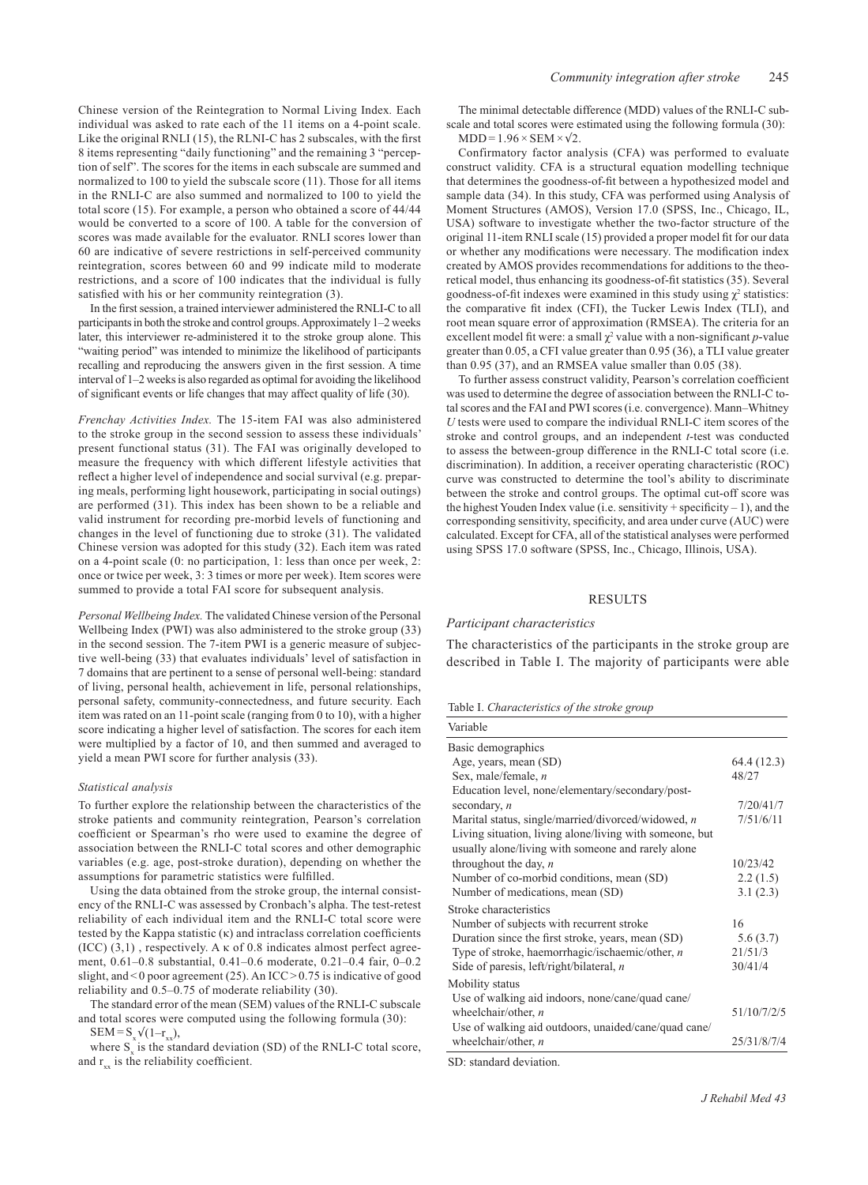Chinese version of the Reintegration to Normal Living Index. Each individual was asked to rate each of the 11 items on a 4-point scale. Like the original RNLI (15), the RLNI-C has 2 subscales, with the first 8 items representing "daily functioning" and the remaining 3 "perception of self". The scores for the items in each subscale are summed and normalized to 100 to yield the subscale score (11). Those for all items in the RNLI-C are also summed and normalized to 100 to yield the total score (15). For example, a person who obtained a score of 44/44 would be converted to a score of 100. A table for the conversion of scores was made available for the evaluator. RNLI scores lower than 60 are indicative of severe restrictions in self-perceived community reintegration, scores between 60 and 99 indicate mild to moderate restrictions, and a score of 100 indicates that the individual is fully satisfied with his or her community reintegration (3).

In the first session, a trained interviewer administered the RNLI-C to all participants in both the stroke and control groups. Approximately 1–2 weeks later, this interviewer re-administered it to the stroke group alone. This "waiting period" was intended to minimize the likelihood of participants recalling and reproducing the answers given in the first session. A time interval of 1–2 weeks is also regarded as optimal for avoiding the likelihood of significant events or life changes that may affect quality of life (30).

*Frenchay Activities Index.* The 15-item FAI was also administered to the stroke group in the second session to assess these individuals' present functional status (31). The FAI was originally developed to measure the frequency with which different lifestyle activities that reflect a higher level of independence and social survival (e.g. preparing meals, performing light housework, participating in social outings) are performed (31). This index has been shown to be a reliable and valid instrument for recording pre-morbid levels of functioning and changes in the level of functioning due to stroke (31). The validated Chinese version was adopted for this study (32). Each item was rated on a 4-point scale (0: no participation, 1: less than once per week, 2: once or twice per week, 3: 3 times or more per week). Item scores were summed to provide a total FAI score for subsequent analysis.

*Personal Wellbeing Index.* The validated Chinese version of the Personal Wellbeing Index (PWI) was also administered to the stroke group (33) in the second session. The 7-item PWI is a generic measure of subjective well-being (33) that evaluates individuals' level of satisfaction in 7 domains that are pertinent to a sense of personal well-being: standard of living, personal health, achievement in life, personal relationships, personal safety, community-connectedness, and future security. Each item was rated on an 11-point scale (ranging from 0 to 10), with a higher score indicating a higher level of satisfaction. The scores for each item were multiplied by a factor of 10, and then summed and averaged to yield a mean PWI score for further analysis (33).

### *Statistical analysis*

To further explore the relationship between the characteristics of the stroke patients and community reintegration, Pearson's correlation coefficient or Spearman's rho were used to examine the degree of association between the RNLI-C total scores and other demographic variables (e.g. age, post-stroke duration), depending on whether the assumptions for parametric statistics were fulfilled.

Using the data obtained from the stroke group, the internal consistency of the RNLI-C was assessed by Cronbach's alpha. The test-retest reliability of each individual item and the RNLI-C total score were tested by the Kappa statistic (κ) and intraclass correlation coefficients (ICC) (3,1) , respectively. A κ of 0.8 indicates almost perfect agreement, 0.61–0.8 substantial, 0.41–0.6 moderate, 0.21–0.4 fair, 0–0.2 slight, and < 0 poor agreement (25). An ICC > 0.75 is indicative of good reliability and 0.5–0.75 of moderate reliability (30).

The standard error of the mean (SEM) values of the RNLI-C subscale and total scores were computed using the following formula (30):

$\mathrm{SEM} = S_x\sqrt{(1-r_{xx})}$,

where $S_x$ is the standard deviation (SD) of the RNLI-C total score, and $r_{xx}$ is the reliability coefficient.

The minimal detectable difference (MDD) values of the RNLI-C subscale and total scores were estimated using the following formula (30):

$\mathrm{MDD} = 1.96 \times \mathrm{SEM} \times \sqrt{2}$.

Confirmatory factor analysis (CFA) was performed to evaluate construct validity. CFA is a structural equation modelling technique that determines the goodness-of-fit between a hypothesized model and sample data (34). In this study, CFA was performed using Analysis of Moment Structures (AMOS), Version 17.0 (SPSS, Inc., Chicago, IL, USA) software to investigate whether the two-factor structure of the original 11-item RNLI scale (15) provided a proper model fit for our data or whether any modifications were necessary. The modification index created by AMOS provides recommendations for additions to the theoretical model, thus enhancing its goodness-of-fit statistics (35). Several goodness-of-fit indexes were examined in this study using $\chi^2$ statistics: the comparative fit index (CFI), the Tucker Lewis Index (TLI), and root mean square error of approximation (RMSEA). The criteria for an excellent model fit were: a small $\chi^2$ value with a non-significant *p*-value greater than 0.05, a CFI value greater than 0.95 (36), a TLI value greater than 0.95 (37), and an RMSEA value smaller than 0.05 (38).

To further assess construct validity, Pearson's correlation coefficient was used to determine the degree of association between the RNLI-C total scores and the FAI and PWI scores (i.e. convergence). Mann–Whitney *U* tests were used to compare the individual RNLI-C item scores of the stroke and control groups, and an independent *t*-test was conducted to assess the between-group difference in the RNLI-C total score (i.e. discrimination). In addition, a receiver operating characteristic (ROC) curve was constructed to determine the tool's ability to discriminate between the stroke and control groups. The optimal cut-off score was the highest Youden Index value (i.e. sensitivity + specificity – 1), and the corresponding sensitivity, specificity, and area under curve (AUC) were calculated. Except for CFA, all of the statistical analyses were performed using SPSS 17.0 software (SPSS, Inc., Chicago, Illinois, USA).

## RESULTS

### *Participant characteristics*

The characteristics of the participants in the stroke group are described in Table I. The majority of participants were able

Table I. *Characteristics of the stroke group*

| Variable | |
|---|---|
| **Basic demographics** | |
| Age, years, mean (SD) | 64.4 (12.3) |
| Sex, male/female, *n* | 48/27 |
| Education level, none/elementary/secondary/post-secondary, *n* | 7/20/41/7 |
| Marital status, single/married/divorced/widowed, *n* | 7/51/6/11 |
| Living situation, living alone/living with someone, but usually alone/living with someone and rarely alone throughout the day, *n* | 10/23/42 |
| Number of co-morbid conditions, mean (SD) | 2.2 (1.5) |
| Number of medications, mean (SD) | 3.1 (2.3) |
| **Stroke characteristics** | |
| Number of subjects with recurrent stroke | 16 |
| Duration since the first stroke, years, mean (SD) | 5.6 (3.7) |
| Type of stroke, haemorrhagic/ischaemic/other, *n* | 21/51/3 |
| Side of paresis, left/right/bilateral, *n* | 30/41/4 |
| **Mobility status** | |
| Use of walking aid indoors, none/cane/quad cane/wheelchair/other, *n* | 51/10/7/2/5 |
| Use of walking aid outdoors, unaided/cane/quad cane/wheelchair/other, *n* | 25/31/8/7/4 |

SD: standard deviation.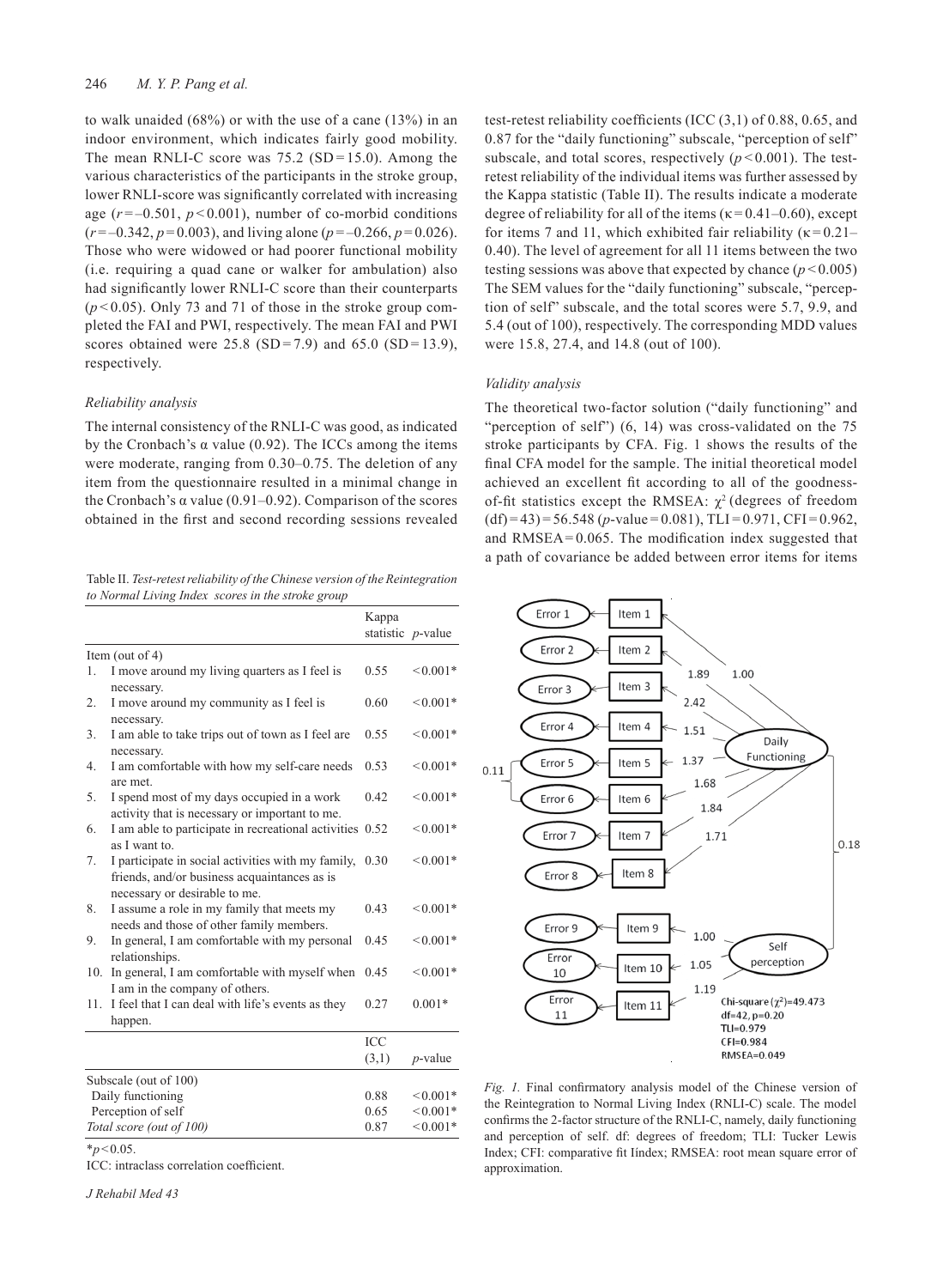to walk unaided (68%) or with the use of a cane (13%) in an indoor environment, which indicates fairly good mobility. The mean RNLI-C score was 75.2 (SD = 15.0). Among the various characteristics of the participants in the stroke group, lower RNLI-score was significantly correlated with increasing age ($r = -0.501$, $p < 0.001$), number of co-morbid conditions ($r = -0.342$, $p = 0.003$), and living alone ($p = -0.266$, $p = 0.026$). Those who were widowed or had poorer functional mobility (i.e. requiring a quad cane or walker for ambulation) also had significantly lower RNLI-C score than their counterparts ($p < 0.05$). Only 73 and 71 of those in the stroke group completed the FAI and PWI, respectively. The mean FAI and PWI scores obtained were 25.8 (SD = 7.9) and 65.0 (SD = 13.9), respectively.

### *Reliability analysis*

The internal consistency of the RNLI-C was good, as indicated by the Cronbach's α value (0.92). The ICCs among the items were moderate, ranging from 0.30–0.75. The deletion of any item from the questionnaire resulted in a minimal change in the Cronbach's α value (0.91–0.92). Comparison of the scores obtained in the first and second recording sessions revealed test-retest reliability coefficients (ICC (3,1) of 0.88, 0.65, and 0.87 for the "daily functioning" subscale, "perception of self" subscale, and total scores, respectively ($p < 0.001$). The test-retest reliability of the individual items was further assessed by the Kappa statistic (Table II). The results indicate a moderate degree of reliability for all of the items ($\kappa = 0.41$–$0.60$), except for items 7 and 11, which exhibited fair reliability ($\kappa = 0.21$–$0.40$). The level of agreement for all 11 items between the two testing sessions was above that expected by chance ($p < 0.005$) The SEM values for the "daily functioning" subscale, "perception of self" subscale, and the total scores were 5.7, 9.9, and 5.4 (out of 100), respectively. The corresponding MDD values were 15.8, 27.4, and 14.8 (out of 100).

Table II. *Test-retest reliability of the Chinese version of the Reintegration to Normal Living Index scores in the stroke group*

| | Kappa statistic | *p*-value |
|---|---|---|
| **Item (out of 4)** | | |
| 1. I move around my living quarters as I feel is necessary. | 0.55 | <0.001* |
| 2. I move around my community as I feel is necessary. | 0.60 | <0.001* |
| 3. I am able to take trips out of town as I feel are necessary. | 0.55 | <0.001* |
| 4. I am comfortable with how my self-care needs are met. | 0.53 | <0.001* |
| 5. I spend most of my days occupied in a work activity that is necessary or important to me. | 0.42 | <0.001* |
| 6. I am able to participate in recreational activities as I want to. | 0.52 | <0.001* |
| 7. I participate in social activities with my family, friends, and/or business acquaintances as is necessary or desirable to me. | 0.30 | <0.001* |
| 8. I assume a role in my family that meets my needs and those of other family members. | 0.43 | <0.001* |
| 9. In general, I am comfortable with my personal relationships. | 0.45 | <0.001* |
| 10. In general, I am comfortable with myself when I am in the company of others. | 0.45 | <0.001* |
| 11. I feel that I can deal with life's events as they happen. | 0.27 | 0.001* |
| | **ICC (3,1)** | ***p*-value** |
| **Subscale (out of 100)** | | |
| Daily functioning | 0.88 | <0.001* |
| Perception of self | 0.65 | <0.001* |
| *Total score (out of 100)* | 0.87 | <0.001* |

*$p < 0.05$.
ICC: intraclass correlation coefficient.

### *Validity analysis*

The theoretical two-factor solution ("daily functioning" and "perception of self") (6, 14) was cross-validated on the 75 stroke participants by CFA. Fig. 1 shows the results of the final CFA model for the sample. The initial theoretical model achieved an excellent fit according to all of the goodness-of-fit statistics except the RMSEA: $\chi^2$ (degrees of freedom (df) = 43) = 56.548 (*p*-value = 0.081), TLI = 0.971, CFI = 0.962, and RMSEA = 0.065. The modification index suggested that a path of covariance be added between error items for items

*Fig. 1.* Final confirmatory analysis model of the Chinese version of the Reintegration to Normal Living Index (RNLI-C) scale. The model confirms the 2-factor structure of the RNLI-C, namely, daily functioning and perception of self. df: degrees of freedom; TLI: Tucker Lewis Index; CFI: comparative fit Iíndex; RMSEA: root mean square error of approximation.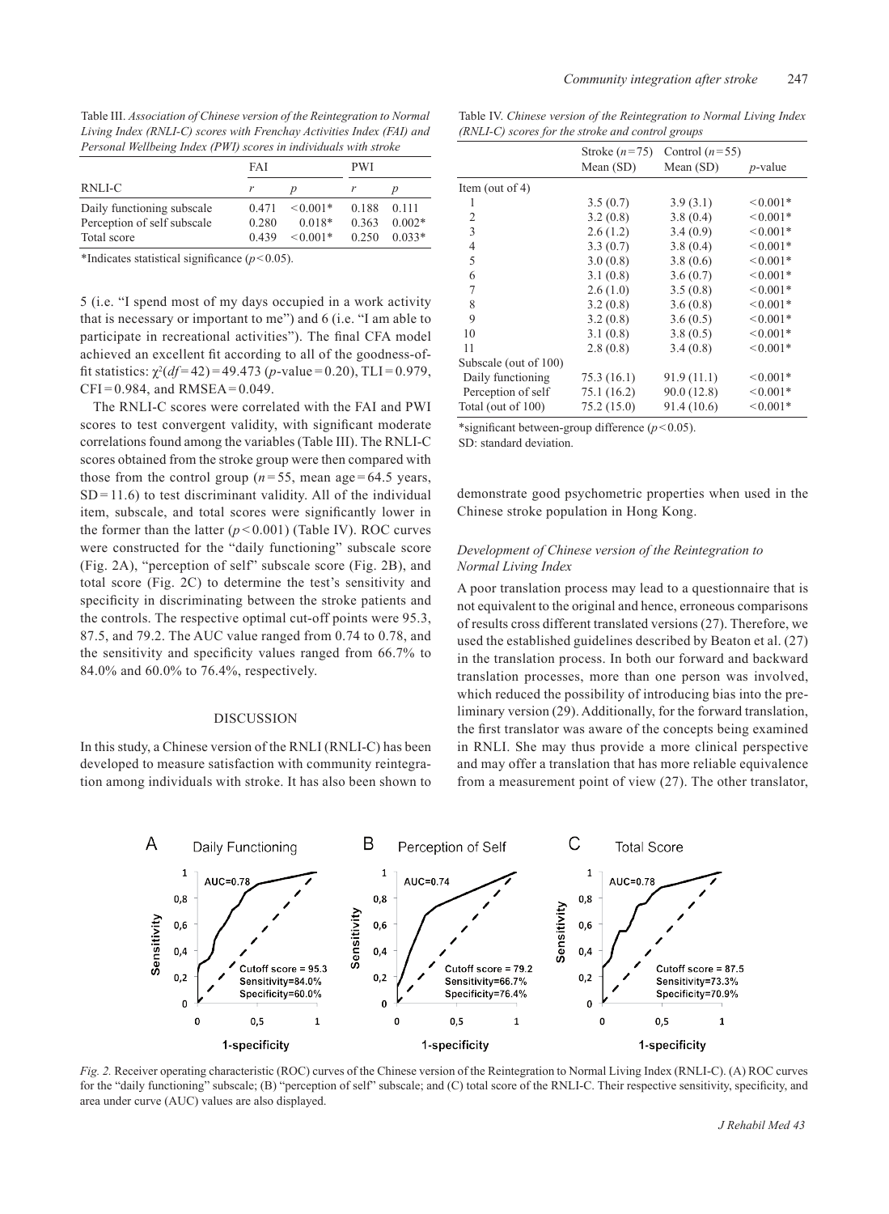Table III. *Association of Chinese version of the Reintegration to Normal Living Index (RNLI-C) scores with Frenchay Activities Index (FAI) and Personal Wellbeing Index (PWI) scores in individuals with stroke*

| RNLI-C | FAI | | PWI | |
|---|---|---|---|---|
| | *r* | *p* | *r* | *p* |
| Daily functioning subscale | 0.471 | < 0.001* | 0.188 | 0.111 |
| Perception of self subscale | 0.280 | 0.018* | 0.363 | 0.002* |
| Total score | 0.439 | < 0.001* | 0.250 | 0.033* |

*Indicates statistical significance ($p < 0.05$).

5 (i.e. "I spend most of my days occupied in a work activity that is necessary or important to me") and 6 (i.e. "I am able to participate in recreational activities"). The final CFA model achieved an excellent fit according to all of the goodness-of-fit statistics: $\chi^2(df = 42) = 49.473$ ($p$-value = 0.20), TLI = 0.979, CFI = 0.984, and RMSEA = 0.049.

The RNLI-C scores were correlated with the FAI and PWI scores to test convergent validity, with significant moderate correlations found among the variables (Table III). The RNLI-C scores obtained from the stroke group were then compared with those from the control group ($n = 55$, mean age = 64.5 years, SD = 11.6) to test discriminant validity. All of the individual item, subscale, and total scores were significantly lower in the former than the latter ($p < 0.001$) (Table IV). ROC curves were constructed for the "daily functioning" subscale score (Fig. 2A), "perception of self" subscale score (Fig. 2B), and total score (Fig. 2C) to determine the test's sensitivity and specificity in discriminating between the stroke patients and the controls. The respective optimal cut-off points were 95.3, 87.5, and 79.2. The AUC value ranged from 0.74 to 0.78, and the sensitivity and specificity values ranged from 66.7% to 84.0% and 60.0% to 76.4%, respectively.

Table IV. *Chinese version of the Reintegration to Normal Living Index (RNLI-C) scores for the stroke and control groups*

| | Stroke ($n = 75$) Mean (SD) | Control ($n = 55$) Mean (SD) | *p*-value |
|---|---|---|---|
| Item (out of 4) | | | |
| 1 | 3.5 (0.7) | 3.9 (3.1) | < 0.001* |
| 2 | 3.2 (0.8) | 3.8 (0.4) | < 0.001* |
| 3 | 2.6 (1.2) | 3.4 (0.9) | < 0.001* |
| 4 | 3.3 (0.7) | 3.8 (0.4) | < 0.001* |
| 5 | 3.0 (0.8) | 3.8 (0.6) | < 0.001* |
| 6 | 3.1 (0.8) | 3.6 (0.7) | < 0.001* |
| 7 | 2.6 (1.0) | 3.5 (0.8) | < 0.001* |
| 8 | 3.2 (0.8) | 3.6 (0.8) | < 0.001* |
| 9 | 3.2 (0.8) | 3.6 (0.5) | < 0.001* |
| 10 | 3.1 (0.8) | 3.8 (0.5) | < 0.001* |
| 11 | 2.8 (0.8) | 3.4 (0.8) | < 0.001* |
| Subscale (out of 100) | | | |
| Daily functioning | 75.3 (16.1) | 91.9 (11.1) | < 0.001* |
| Perception of self | 75.1 (16.2) | 90.0 (12.8) | < 0.001* |
| Total (out of 100) | 75.2 (15.0) | 91.4 (10.6) | < 0.001* |

*significant between-group difference ($p < 0.05$).
SD: standard deviation.

## DISCUSSION

In this study, a Chinese version of the RNLI (RNLI-C) has been developed to measure satisfaction with community reintegration among individuals with stroke. It has also been shown to demonstrate good psychometric properties when used in the Chinese stroke population in Hong Kong.

### *Development of Chinese version of the Reintegration to Normal Living Index*

A poor translation process may lead to a questionnaire that is not equivalent to the original and hence, erroneous comparisons of results cross different translated versions (27). Therefore, we used the established guidelines described by Beaton et al. (27) in the translation process. In both our forward and backward translation processes, more than one person was involved, which reduced the possibility of introducing bias into the preliminary version (29). Additionally, for the forward translation, the first translator was aware of the concepts being examined in RNLI. She may thus provide a more clinical perspective and may offer a translation that has more reliable equivalence from a measurement point of view (27). The other translator,

*Fig. 2.* Receiver operating characteristic (ROC) curves of the Chinese version of the Reintegration to Normal Living Index (RNLI-C). (A) ROC curves for the "daily functioning" subscale; (B) "perception of self" subscale; and (C) total score of the RNLI-C. Their respective sensitivity, specificity, and area under curve (AUC) values are also displayed.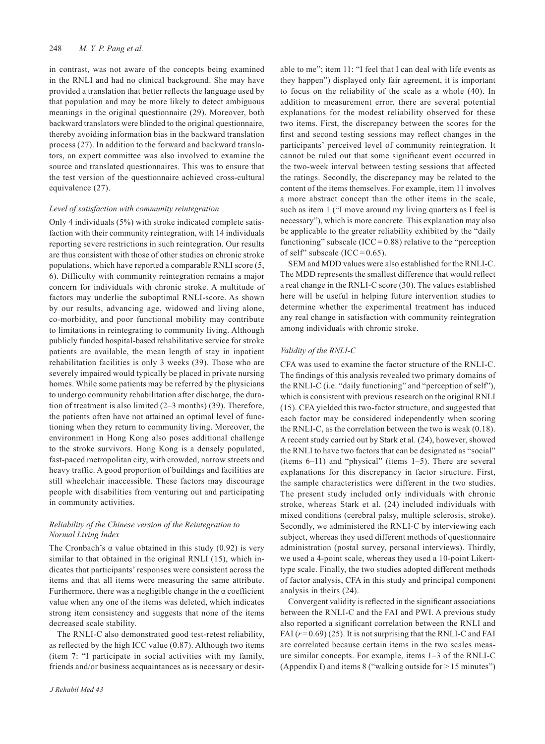in contrast, was not aware of the concepts being examined in the RNLI and had no clinical background. She may have provided a translation that better reflects the language used by that population and may be more likely to detect ambiguous meanings in the original questionnaire (29). Moreover, both backward translators were blinded to the original questionnaire, thereby avoiding information bias in the backward translation process (27). In addition to the forward and backward translators, an expert committee was also involved to examine the source and translated questionnaires. This was to ensure that the test version of the questionnaire achieved cross-cultural equivalence (27).

### *Level of satisfaction with community reintegration*

Only 4 individuals (5%) with stroke indicated complete satisfaction with their community reintegration, with 14 individuals reporting severe restrictions in such reintegration. Our results are thus consistent with those of other studies on chronic stroke populations, which have reported a comparable RNLI score (5, 6). Difficulty with community reintegration remains a major concern for individuals with chronic stroke. A multitude of factors may underlie the suboptimal RNLI-score. As shown by our results, advancing age, widowed and living alone, co-morbidity, and poor functional mobility may contribute to limitations in reintegrating to community living. Although publicly funded hospital-based rehabilitative service for stroke patients are available, the mean length of stay in inpatient rehabilitation facilities is only 3 weeks (39). Those who are severely impaired would typically be placed in private nursing homes. While some patients may be referred by the physicians to undergo community rehabilitation after discharge, the duration of treatment is also limited (2–3 months) (39). Therefore, the patients often have not attained an optimal level of functioning when they return to community living. Moreover, the environment in Hong Kong also poses additional challenge to the stroke survivors. Hong Kong is a densely populated, fast-paced metropolitan city, with crowded, narrow streets and heavy traffic. A good proportion of buildings and facilities are still wheelchair inaccessible. These factors may discourage people with disabilities from venturing out and participating in community activities.

### *Reliability of the Chinese version of the Reintegration to Normal Living Index*

The Cronbach's $\alpha$ value obtained in this study (0.92) is very similar to that obtained in the original RNLI (15), which indicates that participants' responses were consistent across the items and that all items were measuring the same attribute. Furthermore, there was a negligible change in the $\alpha$ coefficient value when any one of the items was deleted, which indicates strong item consistency and suggests that none of the items decreased scale stability.

The RNLI-C also demonstrated good test-retest reliability, as reflected by the high ICC value (0.87). Although two items (item 7: "I participate in social activities with my family, friends and/or business acquaintances as is necessary or desirable to me"; item 11: "I feel that I can deal with life events as they happen") displayed only fair agreement, it is important to focus on the reliability of the scale as a whole (40). In addition to measurement error, there are several potential explanations for the modest reliability observed for these two items. First, the discrepancy between the scores for the first and second testing sessions may reflect changes in the participants' perceived level of community reintegration. It cannot be ruled out that some significant event occurred in the two-week interval between testing sessions that affected the ratings. Secondly, the discrepancy may be related to the content of the items themselves. For example, item 11 involves a more abstract concept than the other items in the scale, such as item 1 ("I move around my living quarters as I feel is necessary"), which is more concrete. This explanation may also be applicable to the greater reliability exhibited by the "daily functioning" subscale (ICC = 0.88) relative to the "perception of self" subscale (ICC = 0.65).

SEM and MDD values were also established for the RNLI-C. The MDD represents the smallest difference that would reflect a real change in the RNLI-C score (30). The values established here will be useful in helping future intervention studies to determine whether the experimental treatment has induced any real change in satisfaction with community reintegration among individuals with chronic stroke.

### *Validity of the RNLI-C*

CFA was used to examine the factor structure of the RNLI-C. The findings of this analysis revealed two primary domains of the RNLI-C (i.e. "daily functioning" and "perception of self"), which is consistent with previous research on the original RNLI (15). CFA yielded this two-factor structure, and suggested that each factor may be considered independently when scoring the RNLI-C, as the correlation between the two is weak (0.18). A recent study carried out by Stark et al. (24), however, showed the RNLI to have two factors that can be designated as "social" (items 6–11) and "physical" (items 1–5). There are several explanations for this discrepancy in factor structure. First, the sample characteristics were different in the two studies. The present study included only individuals with chronic stroke, whereas Stark et al. (24) included individuals with mixed conditions (cerebral palsy, multiple sclerosis, stroke). Secondly, we administered the RNLI-C by interviewing each subject, whereas they used different methods of questionnaire administration (postal survey, personal interviews). Thirdly, we used a 4-point scale, whereas they used a 10-point Likert-type scale. Finally, the two studies adopted different methods of factor analysis, CFA in this study and principal component analysis in theirs (24).

Convergent validity is reflected in the significant associations between the RNLI-C and the FAI and PWI. A previous study also reported a significant correlation between the RNLI and FAI ($r = 0.69$) (25). It is not surprising that the RNLI-C and FAI are correlated because certain items in the two scales measure similar concepts. For example, items 1–3 of the RNLI-C (Appendix I) and items 8 ("walking outside for > 15 minutes")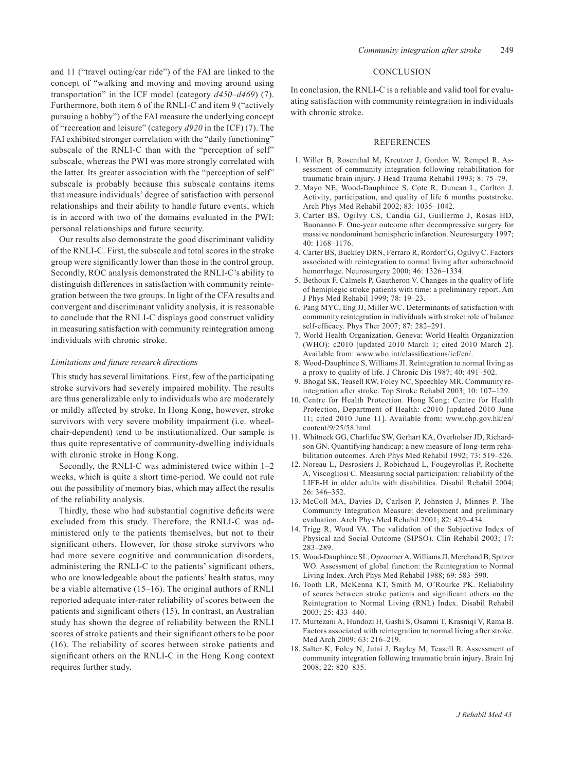and 11 ("travel outing/car ride") of the FAI are linked to the concept of "walking and moving and moving around using transportation" in the ICF model (category *d450–d469*) (7). Furthermore, both item 6 of the RNLI-C and item 9 ("actively pursuing a hobby") of the FAI measure the underlying concept of "recreation and leisure" (category *d920* in the ICF) (7). The FAI exhibited stronger correlation with the "daily functioning" subscale of the RNLI-C than with the "perception of self" subscale, whereas the PWI was more strongly correlated with the latter. Its greater association with the "perception of self" subscale is probably because this subscale contains items that measure individuals' degree of satisfaction with personal relationships and their ability to handle future events, which is in accord with two of the domains evaluated in the PWI: personal relationships and future security.

Our results also demonstrate the good discriminant validity of the RNLI-C. First, the subscale and total scores in the stroke group were significantly lower than those in the control group. Secondly, ROC analysis demonstrated the RNLI-C's ability to distinguish differences in satisfaction with community reintegration between the two groups. In light of the CFA results and convergent and discriminant validity analysis, it is reasonable to conclude that the RNLI-C displays good construct validity in measuring satisfaction with community reintegration among individuals with chronic stroke.

### *Limitations and future research directions*

This study has several limitations. First, few of the participating stroke survivors had severely impaired mobility. The results are thus generalizable only to individuals who are moderately or mildly affected by stroke. In Hong Kong, however, stroke survivors with very severe mobility impairment (i.e. wheelchair-dependent) tend to be institutionalized. Our sample is thus quite representative of community-dwelling individuals with chronic stroke in Hong Kong.

Secondly, the RNLI-C was administered twice within 1–2 weeks, which is quite a short time-period. We could not rule out the possibility of memory bias, which may affect the results of the reliability analysis.

Thirdly, those who had substantial cognitive deficits were excluded from this study. Therefore, the RNLI-C was administered only to the patients themselves, but not to their significant others. However, for those stroke survivors who had more severe cognitive and communication disorders, administering the RNLI-C to the patients' significant others, who are knowledgeable about the patients' health status, may be a viable alternative (15–16). The original authors of RNLI reported adequate inter-rater reliability of scores between the patients and significant others (15). In contrast, an Australian study has shown the degree of reliability between the RNLI scores of stroke patients and their significant others to be poor (16). The reliability of scores between stroke patients and significant others on the RNLI-C in the Hong Kong context requires further study.

## CONCLUSION

In conclusion, the RNLI-C is a reliable and valid tool for evaluating satisfaction with community reintegration in individuals with chronic stroke.

## REFERENCES

1. Willer B, Rosenthal M, Kreutzer J, Gordon W, Rempel R. Assessment of community integration following rehabilitation for traumatic brain injury. J Head Trauma Rehabil 1993; 8: 75–79.
2. Mayo NE, Wood-Dauphinee S, Cote R, Duncan L, Carlton J. Activity, participation, and quality of life 6 months poststroke. Arch Phys Med Rehabil 2002; 83: 1035–1042.
3. Carter BS, Ogilvy CS, Candia GJ, Guillermo J, Rosas HD, Buonanno F. One-year outcome after decompressive surgery for massive nondominant hemispheric infarction. Neurosurgery 1997; 40: 1168–1176.
4. Carter BS, Buckley DRN, Ferraro R, Rordorf G, Ogilvy C. Factors associated with reintegration to normal living after subarachnoid hemorrhage. Neurosurgery 2000; 46: 1326–1334.
5. Bethoux F, Calmels P, Gautheron V. Changes in the quality of life of hemiplegic stroke patients with time: a preliminary report. Am J Phys Med Rehabil 1999; 78: 19–23.
6. Pang MYC, Eng JJ, Miller WC. Determinants of satisfaction with community reintegration in individuals with stroke: role of balance self-efficacy. Phys Ther 2007; 87: 282–291.
7. World Health Organization. Geneva: World Health Organization (WHO): c2010 [updated 2010 March 1; cited 2010 March 2]. Available from: www.who.int/classifications/icf/en/.
8. Wood-Dauphinee S, Williams JI. Reintegration to normal living as a proxy to quality of life. J Chronic Dis 1987; 40: 491–502.
9. Bhogal SK, Teasell RW, Foley NC, Speechley MR. Community reintegration after stroke. Top Stroke Rehabil 2003; 10: 107–129.
10. Centre for Health Protection. Hong Kong: Centre for Health Protection, Department of Health: c2010 [updated 2010 June 11; cited 2010 June 11]. Available from: www.chp.gov.hk/en/content/9/25/58.html.
11. Whitneck GG, Charlifue SW, Gerhart KA, Overholser JD, Richardson GN. Quantifying handicap: a new measure of long-term rehabilitation outcomes. Arch Phys Med Rehabil 1992; 73: 519–526.
12. Noreau L, Desrosiers J, Robichaud L, Fougeyrollas P, Rochette A, Viscogliosi C. Measuring social participation: reliability of the LIFE-H in older adults with disabilities. Disabil Rehabil 2004; 26: 346–352.
13. McColl MA, Davies D, Carlson P, Johnston J, Minnes P. The Community Integration Measure: development and preliminary evaluation. Arch Phys Med Rehabil 2001; 82: 429–434.
14. Trigg R, Wood VA. The validation of the Subjective Index of Physical and Social Outcome (SIPSO). Clin Rehabil 2003; 17: 283–289.
15. Wood-Dauphinee SL, Opzoomer A, Williams JI, Merchand B, Spitzer WO. Assessment of global function: the Reintegration to Normal Living Index. Arch Phys Med Rehabil 1988; 69: 583–590.
16. Tooth LR, McKenna KT, Smith M, O'Rourke PK. Reliability of scores between stroke patients and significant others on the Reintegration to Normal Living (RNL) Index. Disabil Rehabil 2003; 25: 433–440.
17. Murtezani A, Hundozi H, Gashi S, Osamni T, Krasniqi V, Rama B. Factors associated with reintegration to normal living after stroke. Med Arch 2009; 63: 216–219.
18. Salter K, Foley N, Jutai J, Bayley M, Teasell R. Assessment of community integration following traumatic brain injury. Brain Inj 2008; 22: 820–835.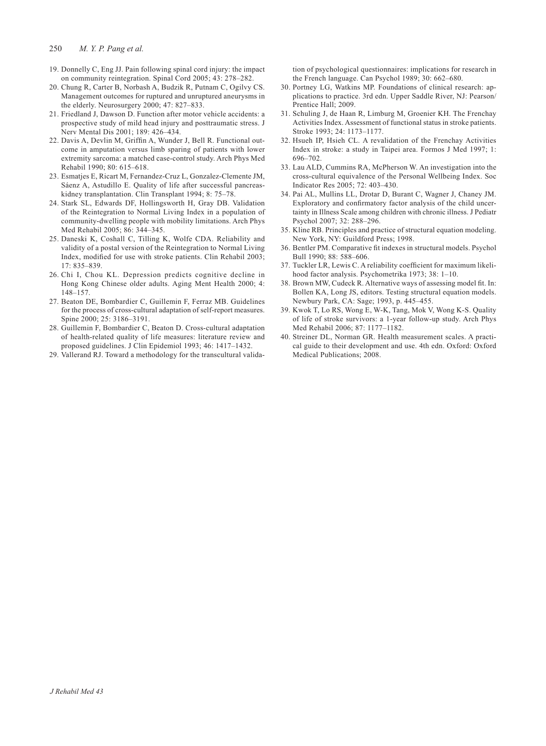19. Donnelly C, Eng JJ. Pain following spinal cord injury: the impact on community reintegration. Spinal Cord 2005; 43: 278–282.
20. Chung R, Carter B, Norbash A, Budzik R, Putnam C, Ogilvy CS. Management outcomes for ruptured and unruptured aneurysms in the elderly. Neurosurgery 2000; 47: 827–833.
21. Friedland J, Dawson D. Function after motor vehicle accidents: a prospective study of mild head injury and posttraumatic stress. J Nerv Mental Dis 2001; 189: 426–434.
22. Davis A, Devlin M, Griffin A, Wunder J, Bell R. Functional outcome in amputation versus limb sparing of patients with lower extremity sarcoma: a matched case-control study. Arch Phys Med Rehabil 1990; 80: 615–618.
23. Esmatjes E, Ricart M, Fernandez-Cruz L, Gonzalez-Clemente JM, Sáenz A, Astudillo E. Quality of life after successful pancreas-kidney transplantation. Clin Transplant 1994; 8: 75–78.
24. Stark SL, Edwards DF, Hollingsworth H, Gray DB. Validation of the Reintegration to Normal Living Index in a population of community-dwelling people with mobility limitations. Arch Phys Med Rehabil 2005; 86: 344–345.
25. Daneski K, Coshall C, Tilling K, Wolfe CDA. Reliability and validity of a postal version of the Reintegration to Normal Living Index, modified for use with stroke patients. Clin Rehabil 2003; 17: 835–839.
26. Chi I, Chou KL. Depression predicts cognitive decline in Hong Kong Chinese older adults. Aging Ment Health 2000; 4: 148–157.
27. Beaton DE, Bombardier C, Guillemin F, Ferraz MB. Guidelines for the process of cross-cultural adaptation of self-report measures. Spine 2000; 25: 3186–3191.
28. Guillemin F, Bombardier C, Beaton D. Cross-cultural adaptation of health-related quality of life measures: literature review and proposed guidelines. J Clin Epidemiol 1993; 46: 1417–1432.
29. Vallerand RJ. Toward a methodology for the transcultural validation of psychological questionnaires: implications for research in the French language. Can Psychol 1989; 30: 662–680.
30. Portney LG, Watkins MP. Foundations of clinical research: applications to practice. 3rd edn. Upper Saddle River, NJ: Pearson/Prentice Hall; 2009.
31. Schuling J, de Haan R, Limburg M, Groenier KH. The Frenchay Activities Index. Assessment of functional status in stroke patients. Stroke 1993; 24: 1173–1177.
32. Hsueh IP, Hsieh CL. A revalidation of the Frenchay Activities Index in stroke: a study in Taipei area. Formos J Med 1997; 1: 696–702.
33. Lau ALD, Cummins RA, McPherson W. An investigation into the cross-cultural equivalence of the Personal Wellbeing Index. Soc Indicator Res 2005; 72: 403–430.
34. Pai AL, Mullins LL, Drotar D, Burant C, Wagner J, Chaney JM. Exploratory and confirmatory factor analysis of the child uncertainty in Illness Scale among children with chronic illness. J Pediatr Psychol 2007; 32: 288–296.
35. Kline RB. Principles and practice of structural equation modeling. New York, NY: Guildford Press; 1998.
36. Bentler PM. Comparative fit indexes in structural models. Psychol Bull 1990; 88: 588–606.
37. Tuckler LR, Lewis C. A reliability coefficient for maximum likelihood factor analysis. Psychometrika 1973; 38: 1–10.
38. Brown MW, Cudeck R. Alternative ways of assessing model fit. In: Bollen KA, Long JS, editors. Testing structural equation models. Newbury Park, CA: Sage; 1993, p. 445–455.
39. Kwok T, Lo RS, Wong E, W-K, Tang, Mok V, Wong K-S. Quality of life of stroke survivors: a 1-year follow-up study. Arch Phys Med Rehabil 2006; 87: 1177–1182.
40. Streiner DL, Norman GR. Health measurement scales. A practical guide to their development and use. 4th edn. Oxford: Oxford Medical Publications; 2008.